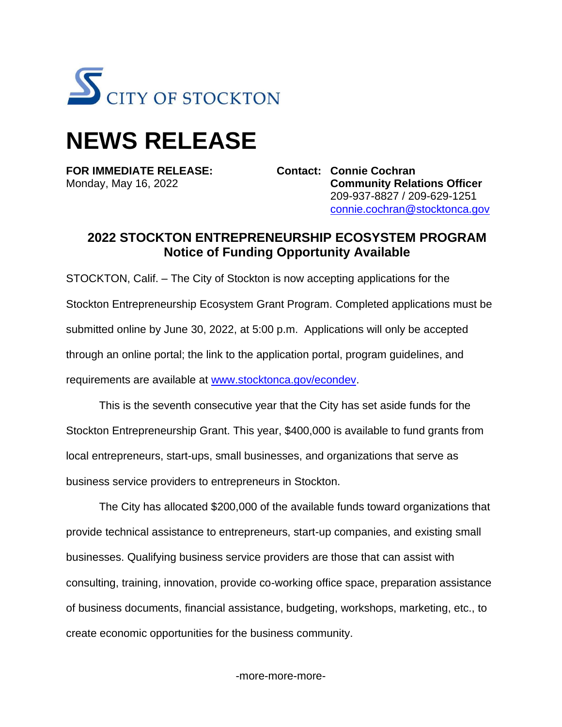CITY OF STOCKTON

# NEWS RELEASE

**FOR IMMEDIATE RELEASE:**
Monday, May 16, 2022

**Contact: Connie Cochran**
**Community Relations Officer**
209-937-8827 / 209-629-1251
connie.cochran@stocktonca.gov

## 2022 STOCKTON ENTREPRENEURSHIP ECOSYSTEM PROGRAM
### Notice of Funding Opportunity Available

STOCKTON, Calif. – The City of Stockton is now accepting applications for the Stockton Entrepreneurship Ecosystem Grant Program. Completed applications must be submitted online by June 30, 2022, at 5:00 p.m. Applications will only be accepted through an online portal; the link to the application portal, program guidelines, and requirements are available at www.stocktonca.gov/econdev.

This is the seventh consecutive year that the City has set aside funds for the Stockton Entrepreneurship Grant. This year, $400,000 is available to fund grants from local entrepreneurs, start-ups, small businesses, and organizations that serve as business service providers to entrepreneurs in Stockton.

The City has allocated $200,000 of the available funds toward organizations that provide technical assistance to entrepreneurs, start-up companies, and existing small businesses. Qualifying business service providers are those that can assist with consulting, training, innovation, provide co-working office space, preparation assistance of business documents, financial assistance, budgeting, workshops, marketing, etc., to create economic opportunities for the business community.

-more-more-more-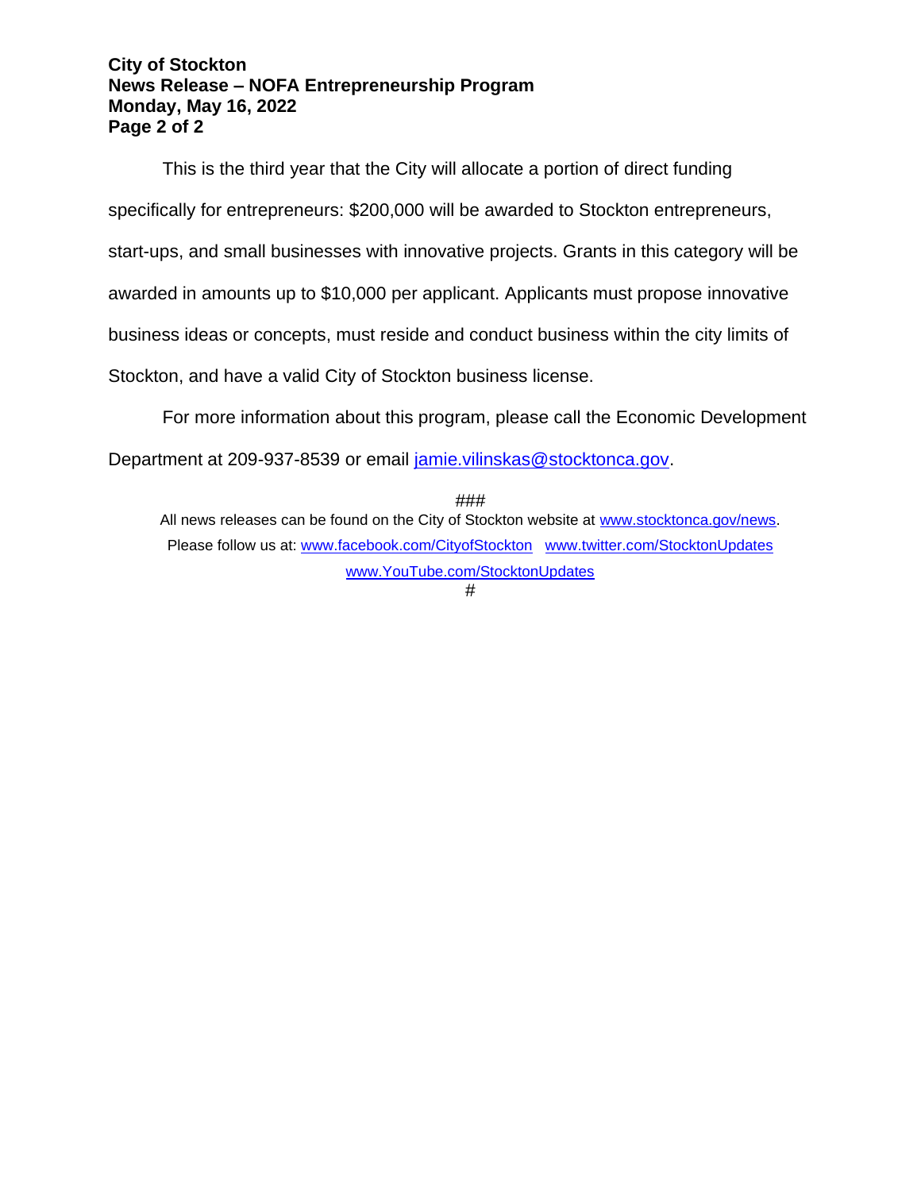This is the third year that the City will allocate a portion of direct funding specifically for entrepreneurs: $200,000 will be awarded to Stockton entrepreneurs, start-ups, and small businesses with innovative projects. Grants in this category will be awarded in amounts up to $10,000 per applicant. Applicants must propose innovative business ideas or concepts, must reside and conduct business within the city limits of Stockton, and have a valid City of Stockton business license.

For more information about this program, please call the Economic Development Department at 209-937-8539 or email jamie.vilinskas@stocktonca.gov.

###

All news releases can be found on the City of Stockton website at www.stocktonca.gov/news.
Please follow us at: www.facebook.com/CityofStockton www.twitter.com/StocktonUpdates
www.YouTube.com/StocktonUpdates

#